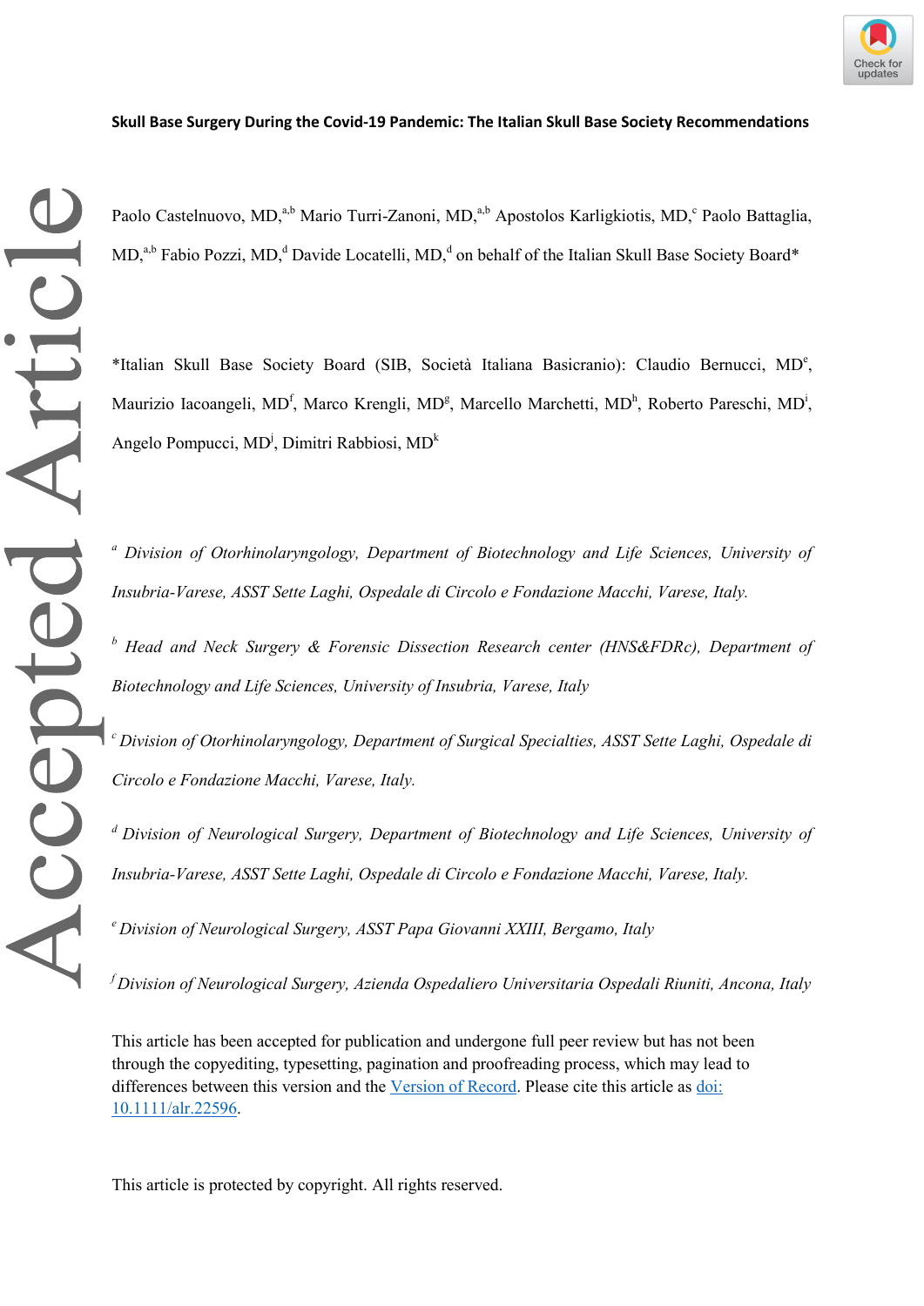**Skull Base Surgery During the Covid-19 Pandemic: The Italian Skull Base Society Recommendations**

Paolo Castelnuovo, MD,[a,b] Mario Turri-Zanoni, MD,[a,b] Apostolos Karligkiotis, MD,[c] Paolo Battaglia, MD,[a,b] Fabio Pozzi, MD,[d] Davide Locatelli, MD,[d] on behalf of the Italian Skull Base Society Board*

*Italian Skull Base Society Board (SIB, Società Italiana Basicranio): Claudio Bernucci, MD[e], Maurizio Iacoangeli, MD[f], Marco Krengli, MD[g], Marcello Marchetti, MD[h], Roberto Pareschi, MD[i], Angelo Pompucci, MD[j], Dimitri Rabbiosi, MD[k]

[a] *Division of Otorhinolaryngology, Department of Biotechnology and Life Sciences, University of Insubria-Varese, ASST Sette Laghi, Ospedale di Circolo e Fondazione Macchi, Varese, Italy.*

[b] *Head and Neck Surgery & Forensic Dissection Research center (HNS&FDRc), Department of Biotechnology and Life Sciences, University of Insubria, Varese, Italy*

[c] *Division of Otorhinolaryngology, Department of Surgical Specialties, ASST Sette Laghi, Ospedale di Circolo e Fondazione Macchi, Varese, Italy.*

[d] *Division of Neurological Surgery, Department of Biotechnology and Life Sciences, University of Insubria-Varese, ASST Sette Laghi, Ospedale di Circolo e Fondazione Macchi, Varese, Italy.*

[e] *Division of Neurological Surgery, ASST Papa Giovanni XXIII, Bergamo, Italy*

[f] *Division of Neurological Surgery, Azienda Ospedaliero Universitaria Ospedali Riuniti, Ancona, Italy*

This article has been accepted for publication and undergone full peer review but has not been through the copyediting, typesetting, pagination and proofreading process, which may lead to differences between this version and the Version of Record. Please cite this article as doi: 10.1111/alr.22596.

This article is protected by copyright. All rights reserved.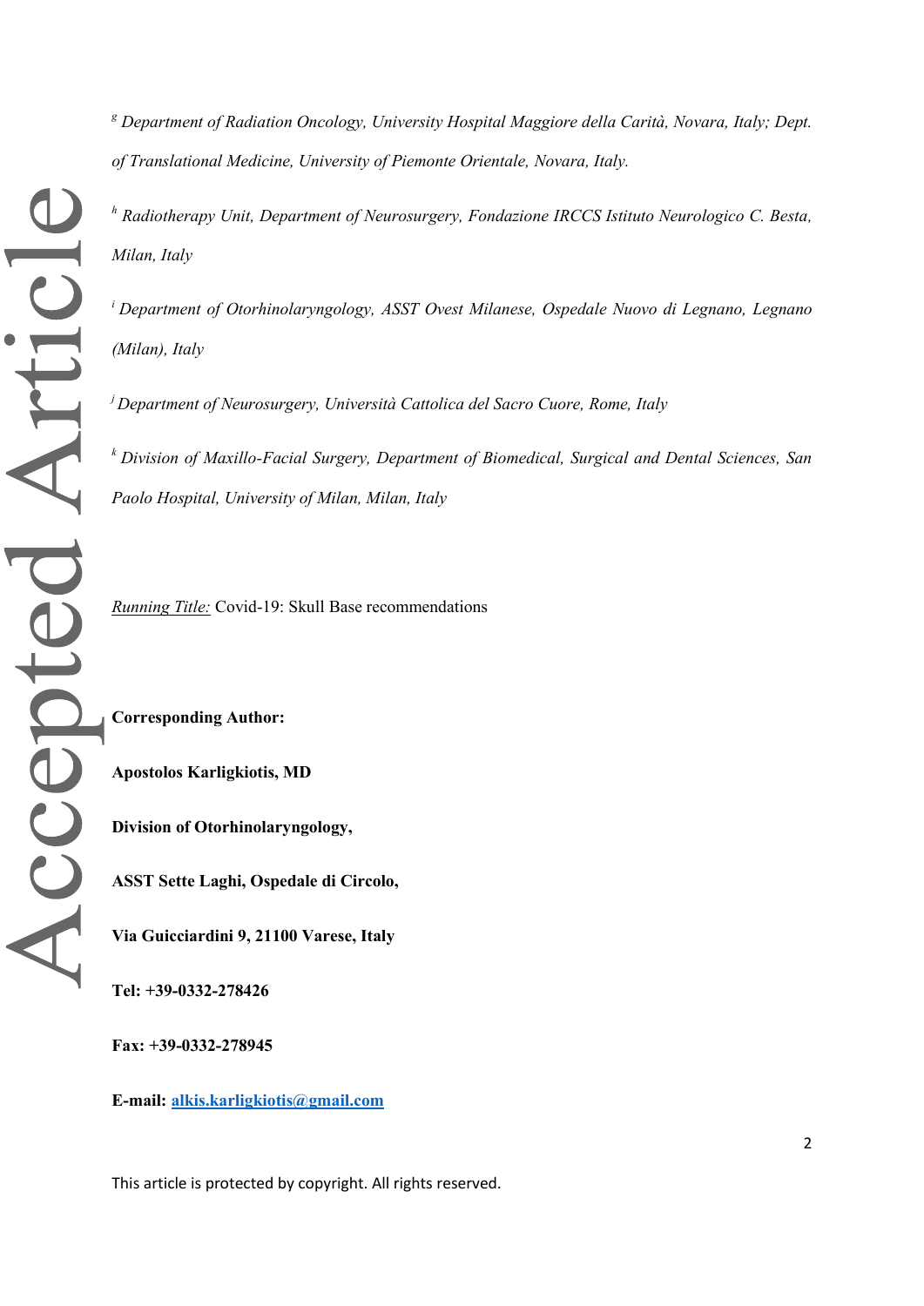[g] *Department of Radiation Oncology, University Hospital Maggiore della Carità, Novara, Italy; Dept. of Translational Medicine, University of Piemonte Orientale, Novara, Italy.*

[h] *Radiotherapy Unit, Department of Neurosurgery, Fondazione IRCCS Istituto Neurologico C. Besta, Milan, Italy*

[i] *Department of Otorhinolaryngology, ASST Ovest Milanese, Ospedale Nuovo di Legnano, Legnano (Milan), Italy*

[j] *Department of Neurosurgery, Università Cattolica del Sacro Cuore, Rome, Italy*

[k] *Division of Maxillo-Facial Surgery, Department of Biomedical, Surgical and Dental Sciences, San Paolo Hospital, University of Milan, Milan, Italy*

Running Title: Covid-19: Skull Base recommendations

**Corresponding Author:**

**Apostolos Karligkiotis, MD**

**Division of Otorhinolaryngology,**

**ASST Sette Laghi, Ospedale di Circolo,**

**Via Guicciardini 9, 21100 Varese, Italy**

**Tel: +39-0332-278426**

**Fax: +39-0332-278945**

**E-mail: alkis.karligkiotis@gmail.com**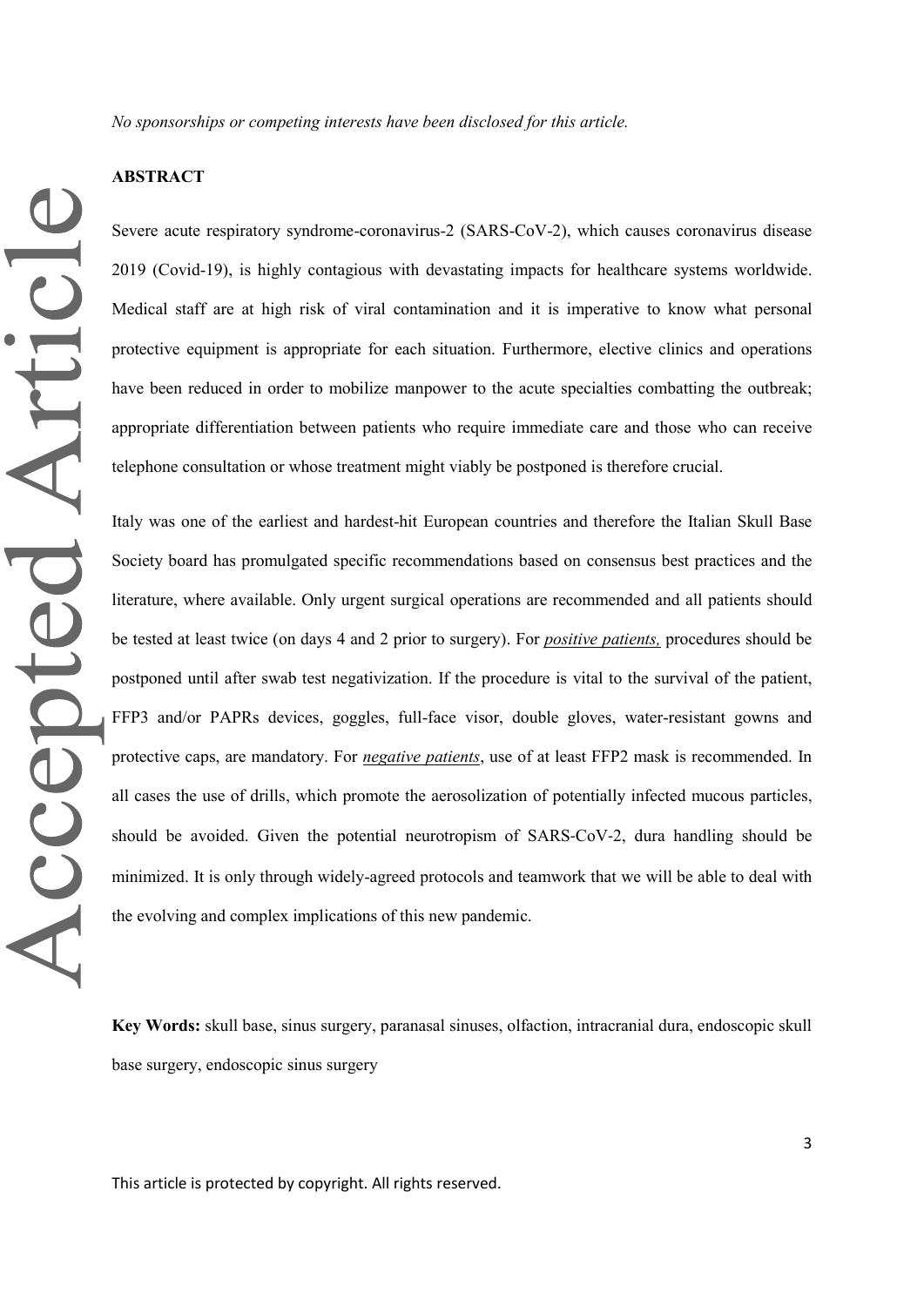*No sponsorships or competing interests have been disclosed for this article.*

**ABSTRACT**

Severe acute respiratory syndrome-coronavirus-2 (SARS-CoV-2), which causes coronavirus disease 2019 (Covid-19), is highly contagious with devastating impacts for healthcare systems worldwide. Medical staff are at high risk of viral contamination and it is imperative to know what personal protective equipment is appropriate for each situation. Furthermore, elective clinics and operations have been reduced in order to mobilize manpower to the acute specialties combatting the outbreak; appropriate differentiation between patients who require immediate care and those who can receive telephone consultation or whose treatment might viably be postponed is therefore crucial.

Italy was one of the earliest and hardest-hit European countries and therefore the Italian Skull Base Society board has promulgated specific recommendations based on consensus best practices and the literature, where available. Only urgent surgical operations are recommended and all patients should be tested at least twice (on days 4 and 2 prior to surgery). For ***positive patients,*** procedures should be postponed until after swab test negativization. If the procedure is vital to the survival of the patient, FFP3 and/or PAPRs devices, goggles, full-face visor, double gloves, water-resistant gowns and protective caps, are mandatory. For ***negative patients***, use of at least FFP2 mask is recommended. In all cases the use of drills, which promote the aerosolization of potentially infected mucous particles, should be avoided. Given the potential neurotropism of SARS-CoV-2, dura handling should be minimized. It is only through widely-agreed protocols and teamwork that we will be able to deal with the evolving and complex implications of this new pandemic.

**Key Words:** skull base, sinus surgery, paranasal sinuses, olfaction, intracranial dura, endoscopic skull base surgery, endoscopic sinus surgery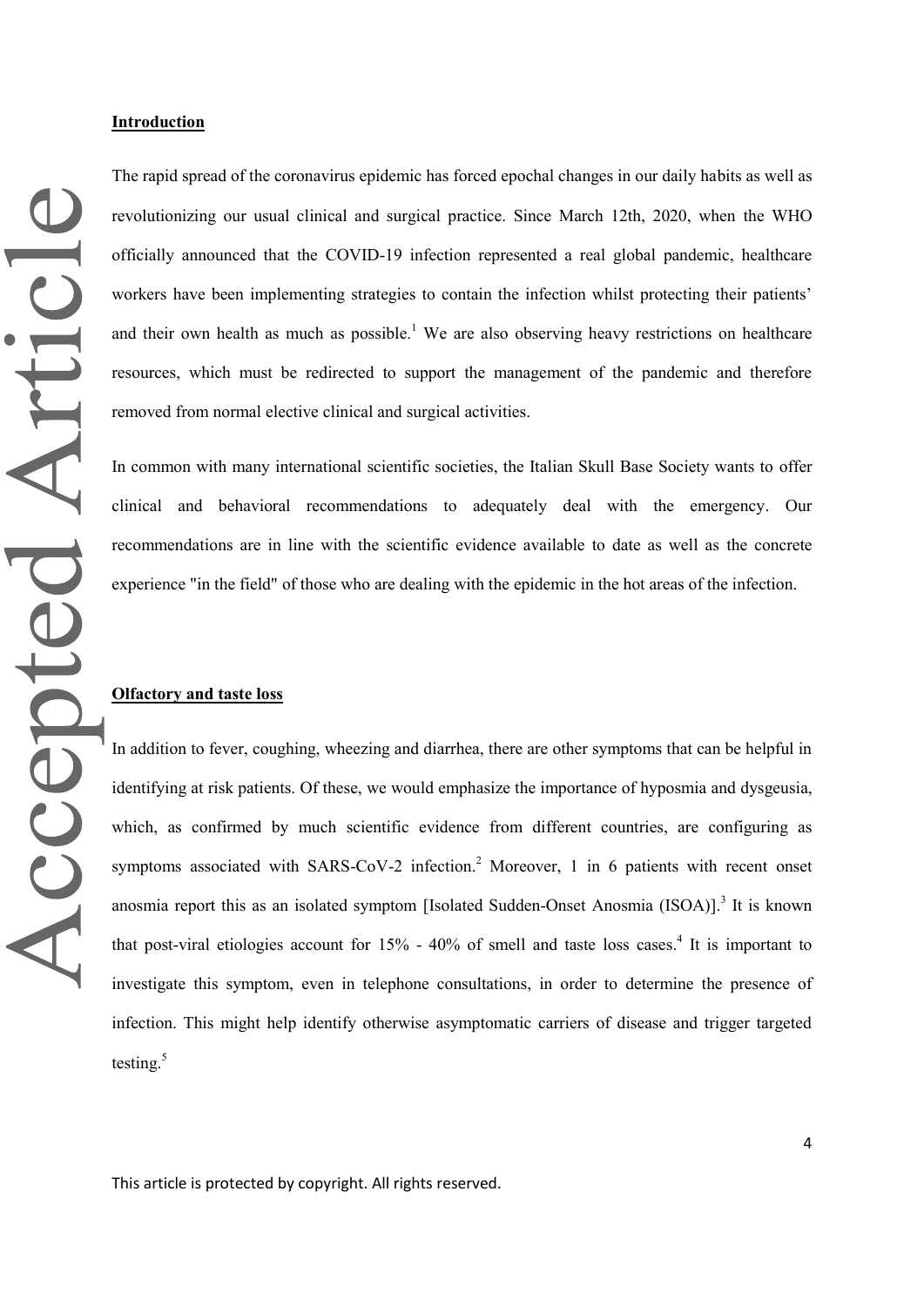## Introduction

The rapid spread of the coronavirus epidemic has forced epochal changes in our daily habits as well as revolutionizing our usual clinical and surgical practice. Since March 12th, 2020, when the WHO officially announced that the COVID-19 infection represented a real global pandemic, healthcare workers have been implementing strategies to contain the infection whilst protecting their patients' and their own health as much as possible.[1] We are also observing heavy restrictions on healthcare resources, which must be redirected to support the management of the pandemic and therefore removed from normal elective clinical and surgical activities.

In common with many international scientific societies, the Italian Skull Base Society wants to offer clinical and behavioral recommendations to adequately deal with the emergency. Our recommendations are in line with the scientific evidence available to date as well as the concrete experience "in the field" of those who are dealing with the epidemic in the hot areas of the infection.

## Olfactory and taste loss

In addition to fever, coughing, wheezing and diarrhea, there are other symptoms that can be helpful in identifying at risk patients. Of these, we would emphasize the importance of hyposmia and dysgeusia, which, as confirmed by much scientific evidence from different countries, are configuring as symptoms associated with SARS-CoV-2 infection.[2] Moreover, 1 in 6 patients with recent onset anosmia report this as an isolated symptom [Isolated Sudden-Onset Anosmia (ISOA)].[3] It is known that post-viral etiologies account for 15% - 40% of smell and taste loss cases.[4] It is important to investigate this symptom, even in telephone consultations, in order to determine the presence of infection. This might help identify otherwise asymptomatic carriers of disease and trigger targeted testing.[5]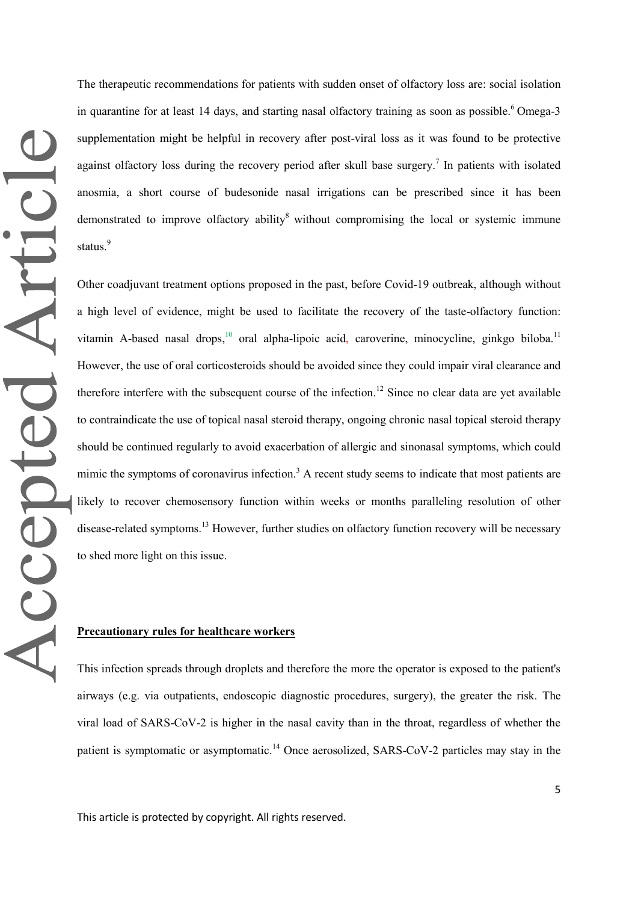The therapeutic recommendations for patients with sudden onset of olfactory loss are: social isolation in quarantine for at least 14 days, and starting nasal olfactory training as soon as possible.[6] Omega-3 supplementation might be helpful in recovery after post-viral loss as it was found to be protective against olfactory loss during the recovery period after skull base surgery.[7] In patients with isolated anosmia, a short course of budesonide nasal irrigations can be prescribed since it has been demonstrated to improve olfactory ability[8] without compromising the local or systemic immune status.[9]

Other coadjuvant treatment options proposed in the past, before Covid-19 outbreak, although without a high level of evidence, might be used to facilitate the recovery of the taste-olfactory function: vitamin A-based nasal drops,[10] oral alpha-lipoic acid, caroverine, minocycline, ginkgo biloba.[11] However, the use of oral corticosteroids should be avoided since they could impair viral clearance and therefore interfere with the subsequent course of the infection.[12] Since no clear data are yet available to contraindicate the use of topical nasal steroid therapy, ongoing chronic nasal topical steroid therapy should be continued regularly to avoid exacerbation of allergic and sinonasal symptoms, which could mimic the symptoms of coronavirus infection.[3] A recent study seems to indicate that most patients are likely to recover chemosensory function within weeks or months paralleling resolution of other disease-related symptoms.[13] However, further studies on olfactory function recovery will be necessary to shed more light on this issue.

## Precautionary rules for healthcare workers

This infection spreads through droplets and therefore the more the operator is exposed to the patient's airways (e.g. via outpatients, endoscopic diagnostic procedures, surgery), the greater the risk. The viral load of SARS-CoV-2 is higher in the nasal cavity than in the throat, regardless of whether the patient is symptomatic or asymptomatic.[14] Once aerosolized, SARS-CoV-2 particles may stay in the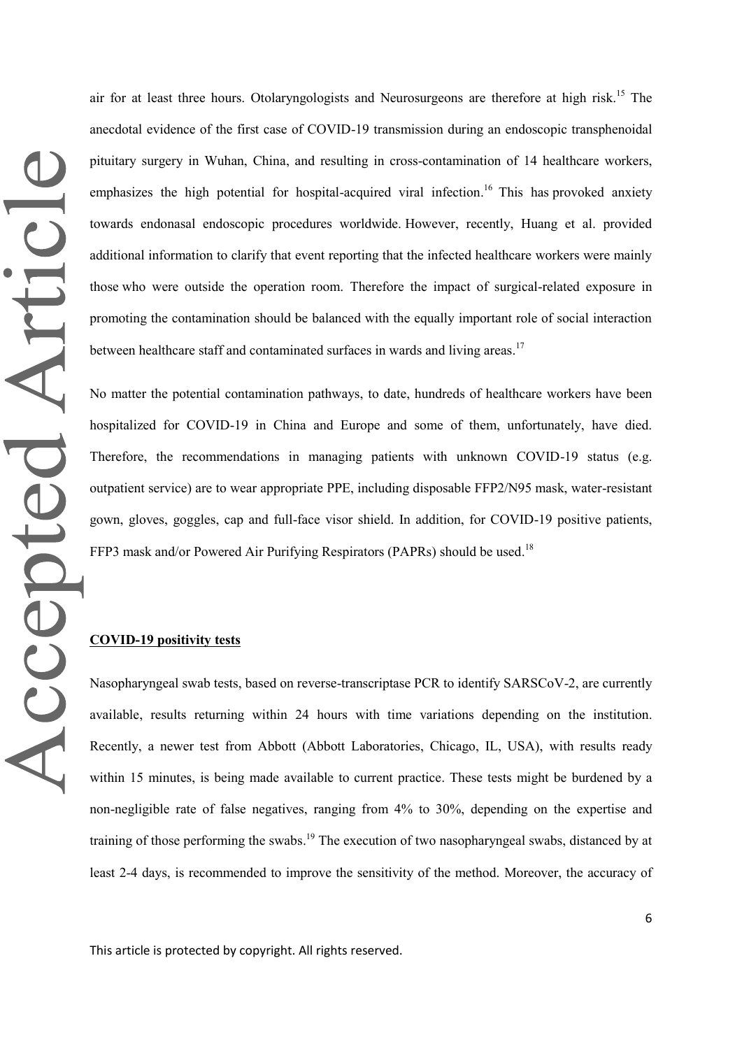air for at least three hours. Otolaryngologists and Neurosurgeons are therefore at high risk.[15] The anecdotal evidence of the first case of COVID-19 transmission during an endoscopic transphenoidal pituitary surgery in Wuhan, China, and resulting in cross-contamination of 14 healthcare workers, emphasizes the high potential for hospital-acquired viral infection.[16] This has provoked anxiety towards endonasal endoscopic procedures worldwide. However, recently, Huang et al. provided additional information to clarify that event reporting that the infected healthcare workers were mainly those who were outside the operation room. Therefore the impact of surgical-related exposure in promoting the contamination should be balanced with the equally important role of social interaction between healthcare staff and contaminated surfaces in wards and living areas.[17]

No matter the potential contamination pathways, to date, hundreds of healthcare workers have been hospitalized for COVID-19 in China and Europe and some of them, unfortunately, have died. Therefore, the recommendations in managing patients with unknown COVID-19 status (e.g. outpatient service) are to wear appropriate PPE, including disposable FFP2/N95 mask, water-resistant gown, gloves, goggles, cap and full-face visor shield. In addition, for COVID-19 positive patients, FFP3 mask and/or Powered Air Purifying Respirators (PAPRs) should be used.[18]

## COVID-19 positivity tests

Nasopharyngeal swab tests, based on reverse-transcriptase PCR to identify SARSCoV-2, are currently available, results returning within 24 hours with time variations depending on the institution. Recently, a newer test from Abbott (Abbott Laboratories, Chicago, IL, USA), with results ready within 15 minutes, is being made available to current practice. These tests might be burdened by a non-negligible rate of false negatives, ranging from 4% to 30%, depending on the expertise and training of those performing the swabs.[19] The execution of two nasopharyngeal swabs, distanced by at least 2-4 days, is recommended to improve the sensitivity of the method. Moreover, the accuracy of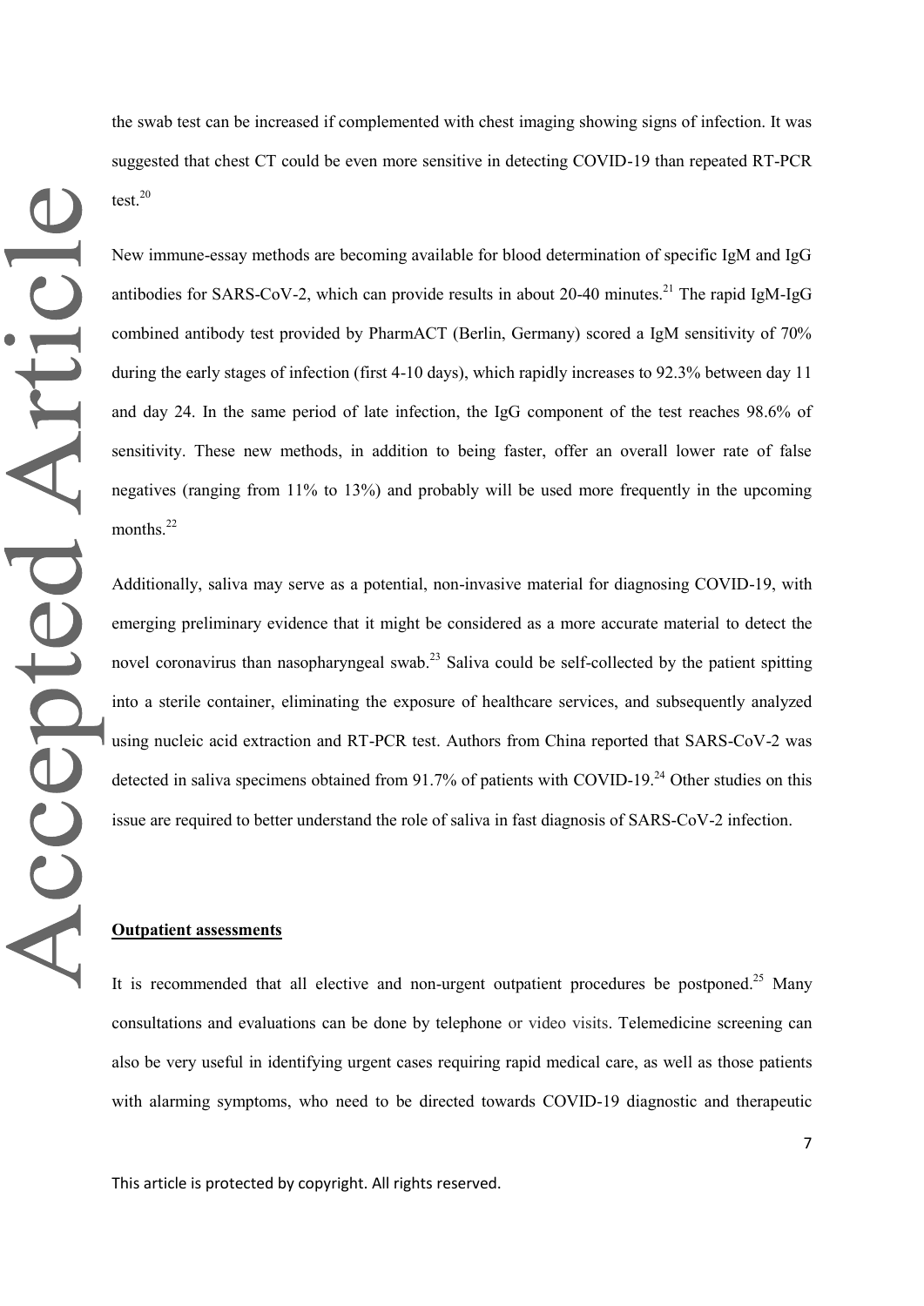the swab test can be increased if complemented with chest imaging showing signs of infection. It was suggested that chest CT could be even more sensitive in detecting COVID-19 than repeated RT-PCR test.[20]

New immune-essay methods are becoming available for blood determination of specific IgM and IgG antibodies for SARS-CoV-2, which can provide results in about 20-40 minutes.[21] The rapid IgM-IgG combined antibody test provided by PharmACT (Berlin, Germany) scored a IgM sensitivity of 70% during the early stages of infection (first 4-10 days), which rapidly increases to 92.3% between day 11 and day 24. In the same period of late infection, the IgG component of the test reaches 98.6% of sensitivity. These new methods, in addition to being faster, offer an overall lower rate of false negatives (ranging from 11% to 13%) and probably will be used more frequently in the upcoming months.[22]

Additionally, saliva may serve as a potential, non-invasive material for diagnosing COVID-19, with emerging preliminary evidence that it might be considered as a more accurate material to detect the novel coronavirus than nasopharyngeal swab.[23] Saliva could be self-collected by the patient spitting into a sterile container, eliminating the exposure of healthcare services, and subsequently analyzed using nucleic acid extraction and RT-PCR test. Authors from China reported that SARS-CoV-2 was detected in saliva specimens obtained from 91.7% of patients with COVID-19.[24] Other studies on this issue are required to better understand the role of saliva in fast diagnosis of SARS-CoV-2 infection.

**Outpatient assessments**

It is recommended that all elective and non-urgent outpatient procedures be postponed.[25] Many consultations and evaluations can be done by telephone or video visits. Telemedicine screening can also be very useful in identifying urgent cases requiring rapid medical care, as well as those patients with alarming symptoms, who need to be directed towards COVID-19 diagnostic and therapeutic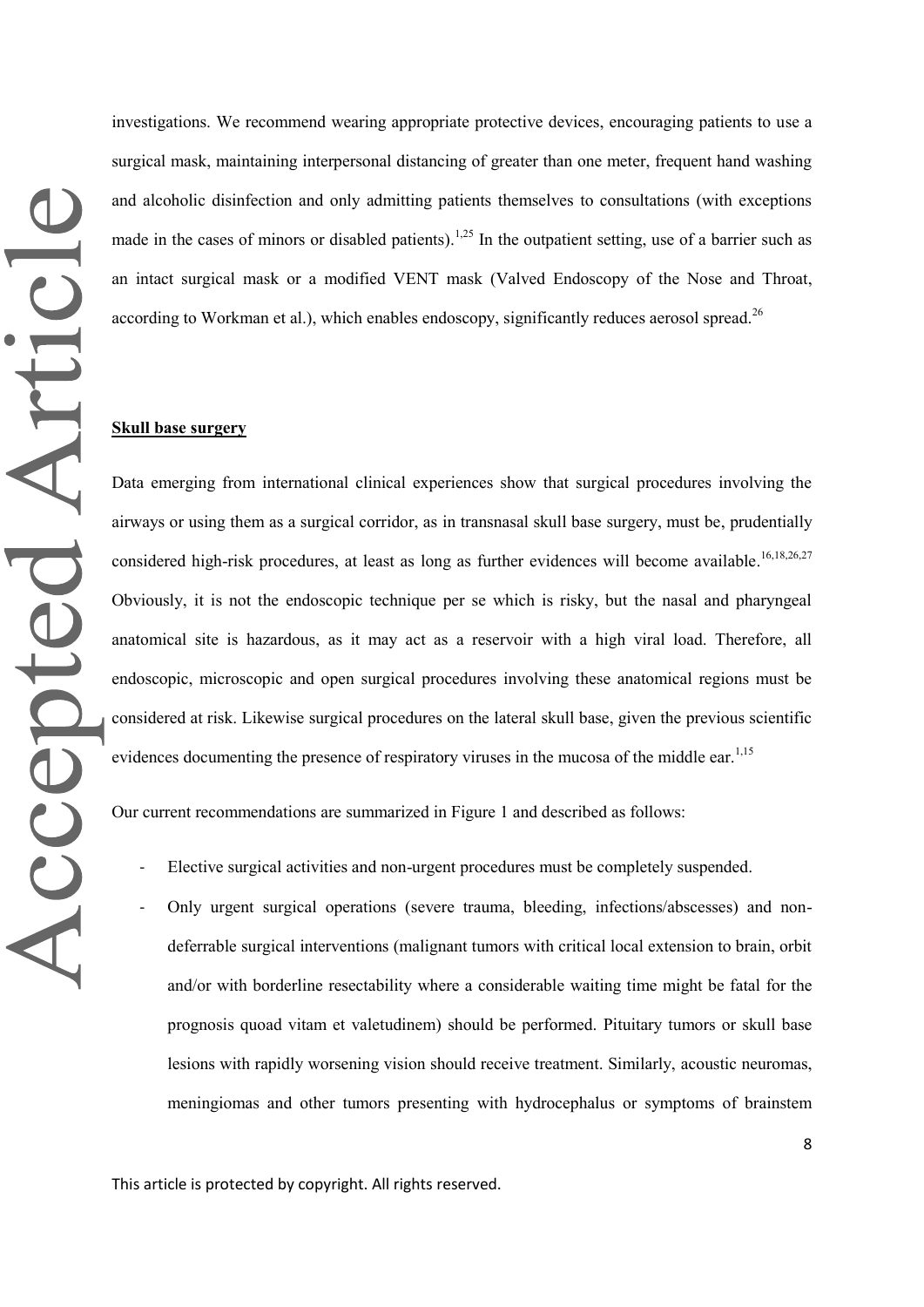investigations. We recommend wearing appropriate protective devices, encouraging patients to use a surgical mask, maintaining interpersonal distancing of greater than one meter, frequent hand washing and alcoholic disinfection and only admitting patients themselves to consultations (with exceptions made in the cases of minors or disabled patients).[1,25] In the outpatient setting, use of a barrier such as an intact surgical mask or a modified VENT mask (Valved Endoscopy of the Nose and Throat, according to Workman et al.), which enables endoscopy, significantly reduces aerosol spread.[26]

## Skull base surgery

Data emerging from international clinical experiences show that surgical procedures involving the airways or using them as a surgical corridor, as in transnasal skull base surgery, must be, prudentially considered high-risk procedures, at least as long as further evidences will become available.[16,18,26,27] Obviously, it is not the endoscopic technique per se which is risky, but the nasal and pharyngeal anatomical site is hazardous, as it may act as a reservoir with a high viral load. Therefore, all endoscopic, microscopic and open surgical procedures involving these anatomical regions must be considered at risk. Likewise surgical procedures on the lateral skull base, given the previous scientific evidences documenting the presence of respiratory viruses in the mucosa of the middle ear.[1,15]

Our current recommendations are summarized in Figure 1 and described as follows:

- Elective surgical activities and non-urgent procedures must be completely suspended.
- Only urgent surgical operations (severe trauma, bleeding, infections/abscesses) and non-deferrable surgical interventions (malignant tumors with critical local extension to brain, orbit and/or with borderline resectability where a considerable waiting time might be fatal for the prognosis quoad vitam et valetudinem) should be performed. Pituitary tumors or skull base lesions with rapidly worsening vision should receive treatment. Similarly, acoustic neuromas, meningiomas and other tumors presenting with hydrocephalus or symptoms of brainstem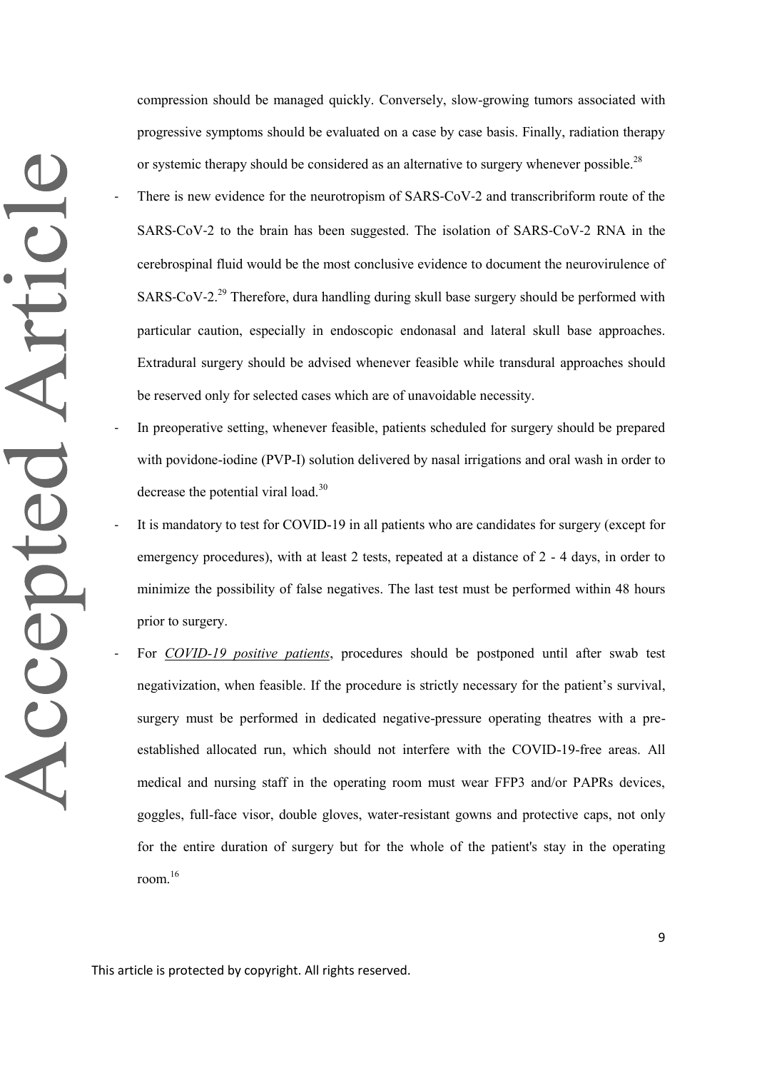compression should be managed quickly. Conversely, slow-growing tumors associated with progressive symptoms should be evaluated on a case by case basis. Finally, radiation therapy or systemic therapy should be considered as an alternative to surgery whenever possible.[28]

- There is new evidence for the neurotropism of SARS-CoV-2 and transcribriform route of the SARS-CoV-2 to the brain has been suggested. The isolation of SARS-CoV-2 RNA in the cerebrospinal fluid would be the most conclusive evidence to document the neurovirulence of SARS-CoV-2.[29] Therefore, dura handling during skull base surgery should be performed with particular caution, especially in endoscopic endonasal and lateral skull base approaches. Extradural surgery should be advised whenever feasible while transdural approaches should be reserved only for selected cases which are of unavoidable necessity.
- In preoperative setting, whenever feasible, patients scheduled for surgery should be prepared with povidone-iodine (PVP-I) solution delivered by nasal irrigations and oral wash in order to decrease the potential viral load.[30]
- It is mandatory to test for COVID-19 in all patients who are candidates for surgery (except for emergency procedures), with at least 2 tests, repeated at a distance of 2 - 4 days, in order to minimize the possibility of false negatives. The last test must be performed within 48 hours prior to surgery.
- For *COVID-19 positive patients*, procedures should be postponed until after swab test negativization, when feasible. If the procedure is strictly necessary for the patient's survival, surgery must be performed in dedicated negative-pressure operating theatres with a pre-established allocated run, which should not interfere with the COVID-19-free areas. All medical and nursing staff in the operating room must wear FFP3 and/or PAPRs devices, goggles, full-face visor, double gloves, water-resistant gowns and protective caps, not only for the entire duration of surgery but for the whole of the patient's stay in the operating room.[16]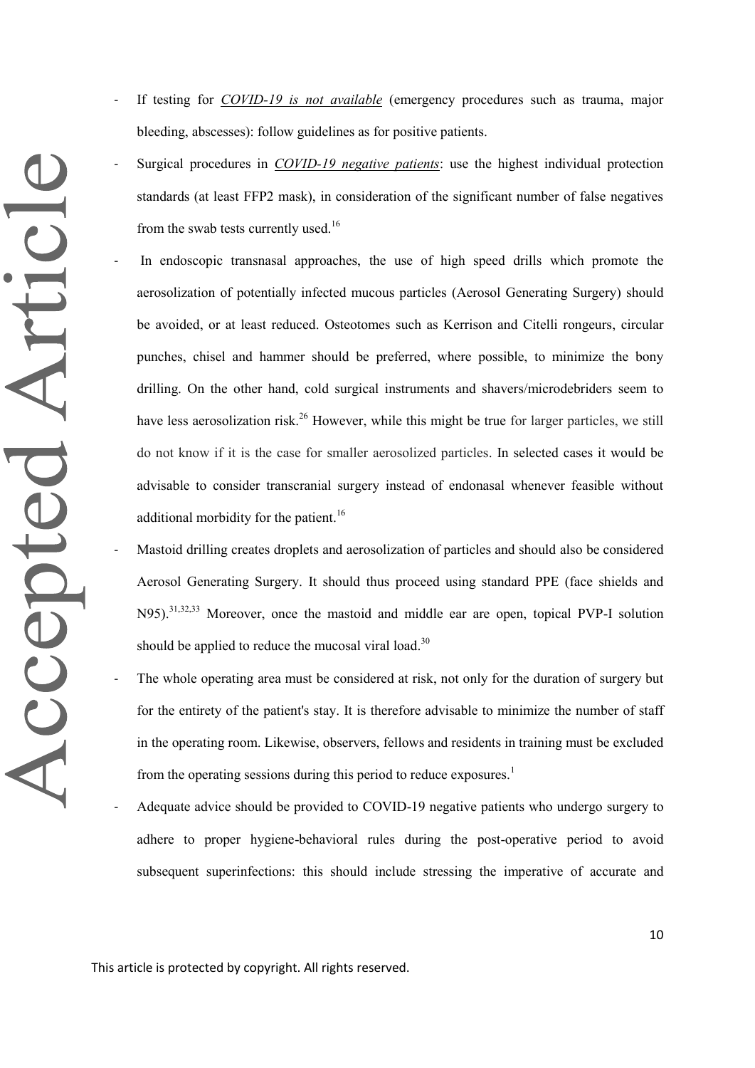- If testing for *COVID-19 is not available* (emergency procedures such as trauma, major bleeding, abscesses): follow guidelines as for positive patients.
- Surgical procedures in *COVID-19 negative patients*: use the highest individual protection standards (at least FFP2 mask), in consideration of the significant number of false negatives from the swab tests currently used.[16]
- In endoscopic transnasal approaches, the use of high speed drills which promote the aerosolization of potentially infected mucous particles (Aerosol Generating Surgery) should be avoided, or at least reduced. Osteotomes such as Kerrison and Citelli rongeurs, circular punches, chisel and hammer should be preferred, where possible, to minimize the bony drilling. On the other hand, cold surgical instruments and shavers/microdebriders seem to have less aerosolization risk.[26] However, while this might be true for larger particles, we still do not know if it is the case for smaller aerosolized particles. In selected cases it would be advisable to consider transcranial surgery instead of endonasal whenever feasible without additional morbidity for the patient.[16]
- Mastoid drilling creates droplets and aerosolization of particles and should also be considered Aerosol Generating Surgery. It should thus proceed using standard PPE (face shields and N95).[31,32,33] Moreover, once the mastoid and middle ear are open, topical PVP-I solution should be applied to reduce the mucosal viral load.[30]
- The whole operating area must be considered at risk, not only for the duration of surgery but for the entirety of the patient's stay. It is therefore advisable to minimize the number of staff in the operating room. Likewise, observers, fellows and residents in training must be excluded from the operating sessions during this period to reduce exposures.[1]
- Adequate advice should be provided to COVID-19 negative patients who undergo surgery to adhere to proper hygiene-behavioral rules during the post-operative period to avoid subsequent superinfections: this should include stressing the imperative of accurate and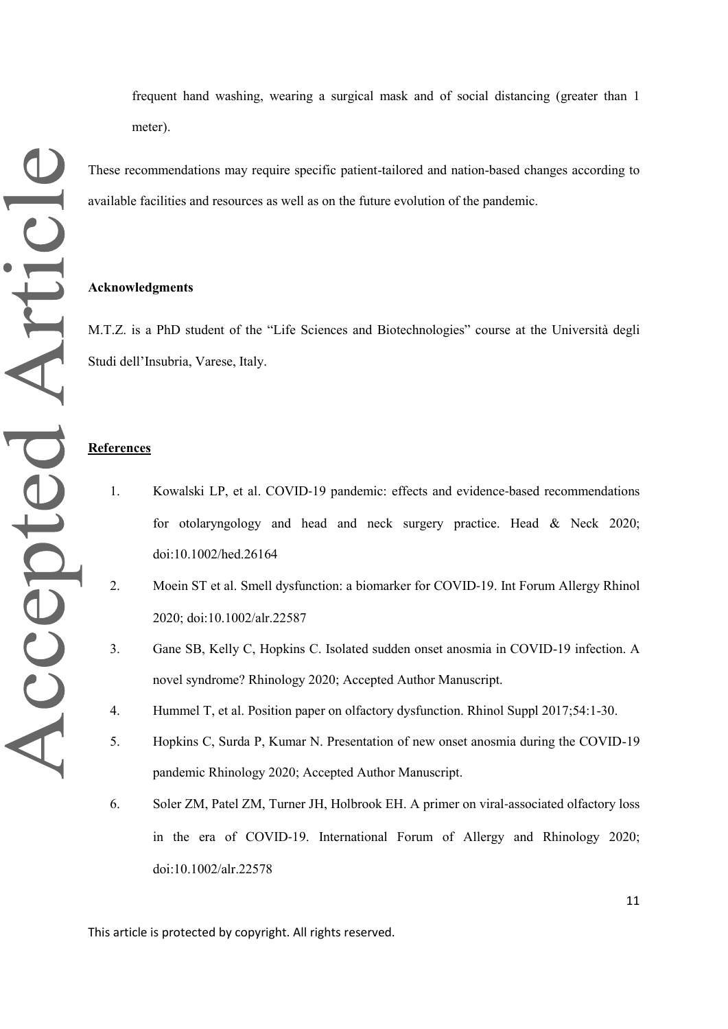frequent hand washing, wearing a surgical mask and of social distancing (greater than 1 meter).

These recommendations may require specific patient-tailored and nation-based changes according to available facilities and resources as well as on the future evolution of the pandemic.

**Acknowledgments**

M.T.Z. is a PhD student of the "Life Sciences and Biotechnologies" course at the Università degli Studi dell'Insubria, Varese, Italy.

**References**

1. Kowalski LP, et al. COVID-19 pandemic: effects and evidence-based recommendations for otolaryngology and head and neck surgery practice. Head & Neck 2020; doi:10.1002/hed.26164
2. Moein ST et al. Smell dysfunction: a biomarker for COVID-19. Int Forum Allergy Rhinol 2020; doi:10.1002/alr.22587
3. Gane SB, Kelly C, Hopkins C. Isolated sudden onset anosmia in COVID-19 infection. A novel syndrome? Rhinology 2020; Accepted Author Manuscript.
4. Hummel T, et al. Position paper on olfactory dysfunction. Rhinol Suppl 2017;54:1-30.
5. Hopkins C, Surda P, Kumar N. Presentation of new onset anosmia during the COVID-19 pandemic Rhinology 2020; Accepted Author Manuscript.
6. Soler ZM, Patel ZM, Turner JH, Holbrook EH. A primer on viral-associated olfactory loss in the era of COVID-19. International Forum of Allergy and Rhinology 2020; doi:10.1002/alr.22578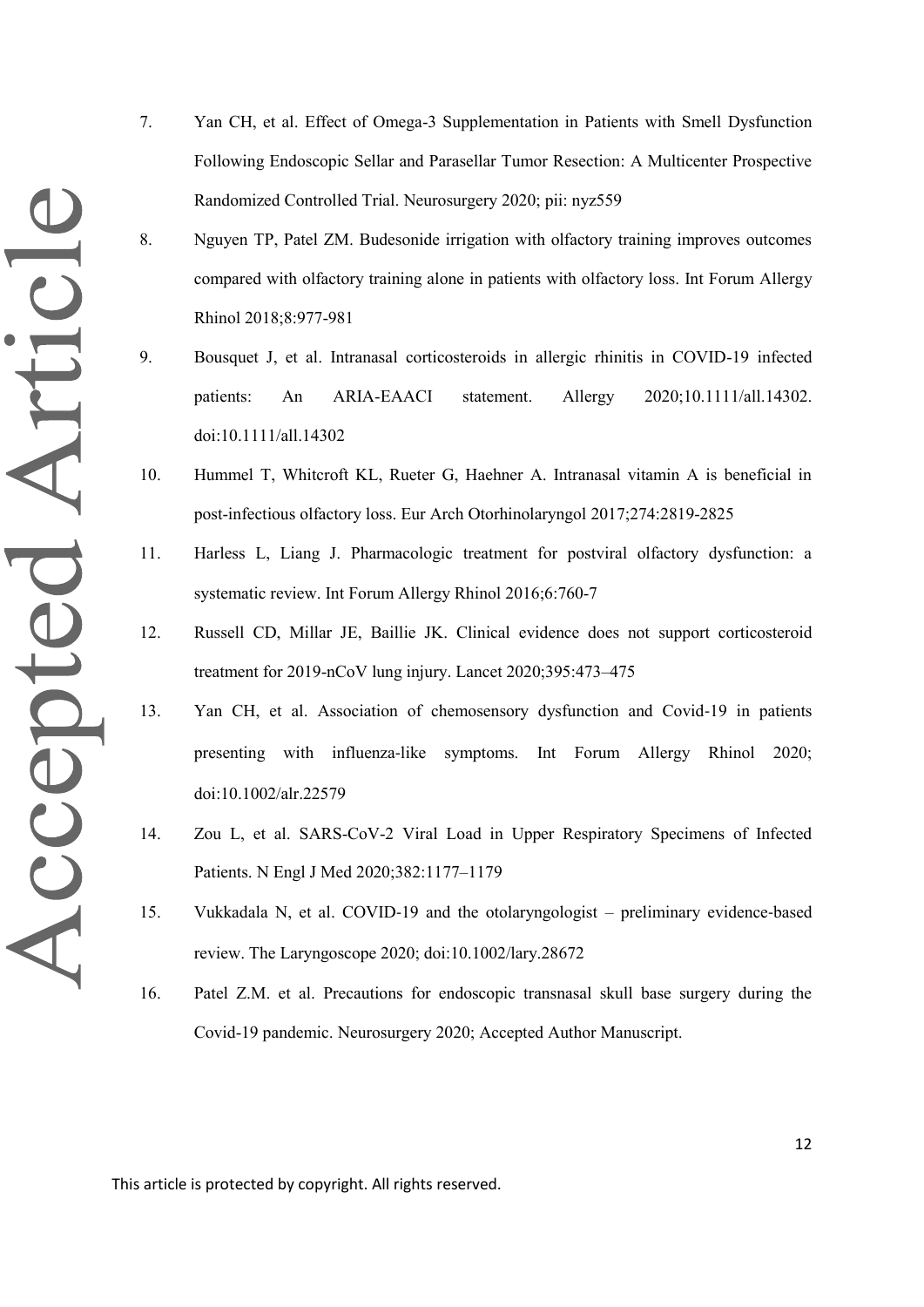7. Yan CH, et al. Effect of Omega-3 Supplementation in Patients with Smell Dysfunction Following Endoscopic Sellar and Parasellar Tumor Resection: A Multicenter Prospective Randomized Controlled Trial. Neurosurgery 2020; pii: nyz559
8. Nguyen TP, Patel ZM. Budesonide irrigation with olfactory training improves outcomes compared with olfactory training alone in patients with olfactory loss. Int Forum Allergy Rhinol 2018;8:977-981
9. Bousquet J, et al. Intranasal corticosteroids in allergic rhinitis in COVID-19 infected patients: An ARIA-EAACI statement. Allergy 2020;10.1111/all.14302. doi:10.1111/all.14302
10. Hummel T, Whitcroft KL, Rueter G, Haehner A. Intranasal vitamin A is beneficial in post-infectious olfactory loss. Eur Arch Otorhinolaryngol 2017;274:2819-2825
11. Harless L, Liang J. Pharmacologic treatment for postviral olfactory dysfunction: a systematic review. Int Forum Allergy Rhinol 2016;6:760-7
12. Russell CD, Millar JE, Baillie JK. Clinical evidence does not support corticosteroid treatment for 2019-nCoV lung injury. Lancet 2020;395:473–475
13. Yan CH, et al. Association of chemosensory dysfunction and Covid-19 in patients presenting with influenza-like symptoms. Int Forum Allergy Rhinol 2020; doi:10.1002/alr.22579
14. Zou L, et al. SARS-CoV-2 Viral Load in Upper Respiratory Specimens of Infected Patients. N Engl J Med 2020;382:1177–1179
15. Vukkadala N, et al. COVID-19 and the otolaryngologist – preliminary evidence-based review. The Laryngoscope 2020; doi:10.1002/lary.28672
16. Patel Z.M. et al. Precautions for endoscopic transnasal skull base surgery during the Covid-19 pandemic. Neurosurgery 2020; Accepted Author Manuscript.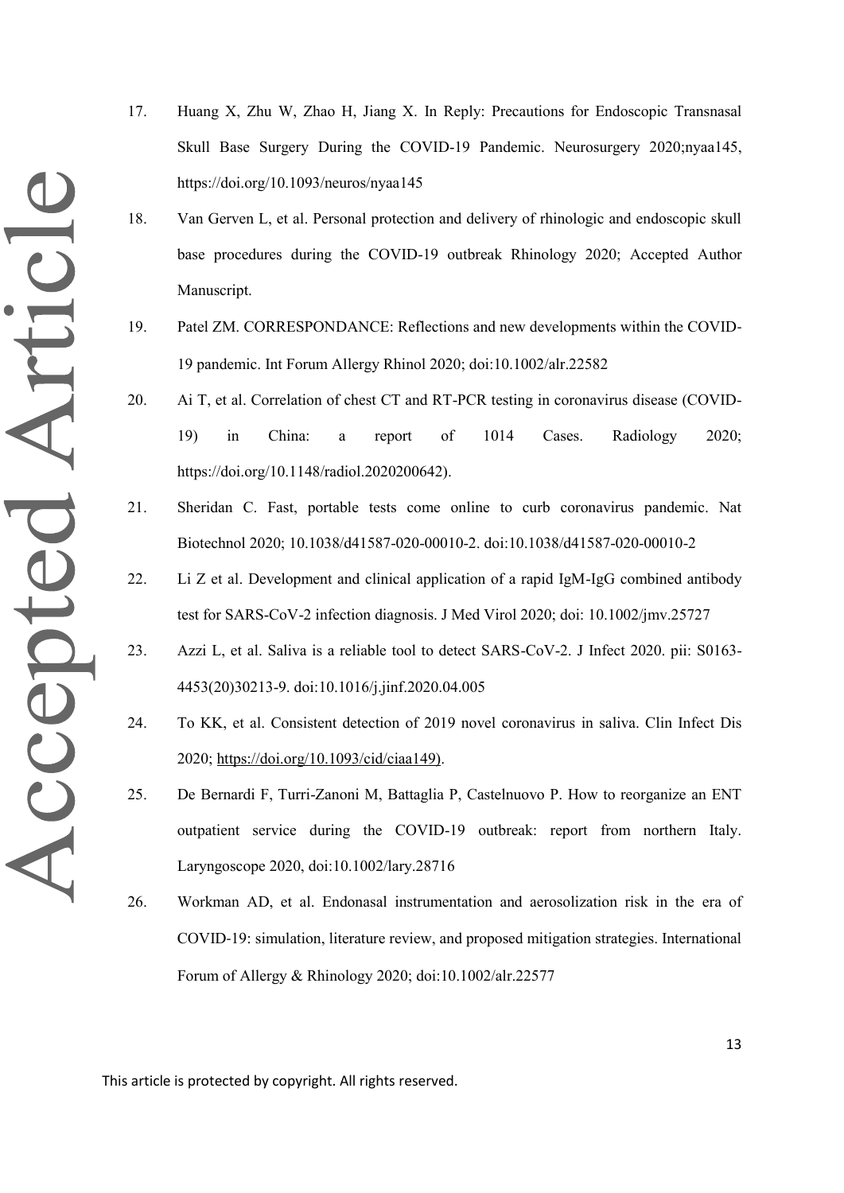17. Huang X, Zhu W, Zhao H, Jiang X. In Reply: Precautions for Endoscopic Transnasal Skull Base Surgery During the COVID-19 Pandemic. Neurosurgery 2020;nyaa145, https://doi.org/10.1093/neuros/nyaa145

18. Van Gerven L, et al. Personal protection and delivery of rhinologic and endoscopic skull base procedures during the COVID-19 outbreak Rhinology 2020; Accepted Author Manuscript.

19. Patel ZM. CORRESPONDANCE: Reflections and new developments within the COVID-19 pandemic. Int Forum Allergy Rhinol 2020; doi:10.1002/alr.22582

20. Ai T, et al. Correlation of chest CT and RT-PCR testing in coronavirus disease (COVID-19) in China: a report of 1014 Cases. Radiology 2020; https://doi.org/10.1148/radiol.2020200642).

21. Sheridan C. Fast, portable tests come online to curb coronavirus pandemic. Nat Biotechnol 2020; 10.1038/d41587-020-00010-2. doi:10.1038/d41587-020-00010-2

22. Li Z et al. Development and clinical application of a rapid IgM-IgG combined antibody test for SARS-CoV-2 infection diagnosis. J Med Virol 2020; doi: 10.1002/jmv.25727

23. Azzi L, et al. Saliva is a reliable tool to detect SARS-CoV-2. J Infect 2020. pii: S0163-4453(20)30213-9. doi:10.1016/j.jinf.2020.04.005

24. To KK, et al. Consistent detection of 2019 novel coronavirus in saliva. Clin Infect Dis 2020; https://doi.org/10.1093/cid/ciaa149).

25. De Bernardi F, Turri-Zanoni M, Battaglia P, Castelnuovo P. How to reorganize an ENT outpatient service during the COVID-19 outbreak: report from northern Italy. Laryngoscope 2020, doi:10.1002/lary.28716

26. Workman AD, et al. Endonasal instrumentation and aerosolization risk in the era of COVID-19: simulation, literature review, and proposed mitigation strategies. International Forum of Allergy & Rhinology 2020; doi:10.1002/alr.22577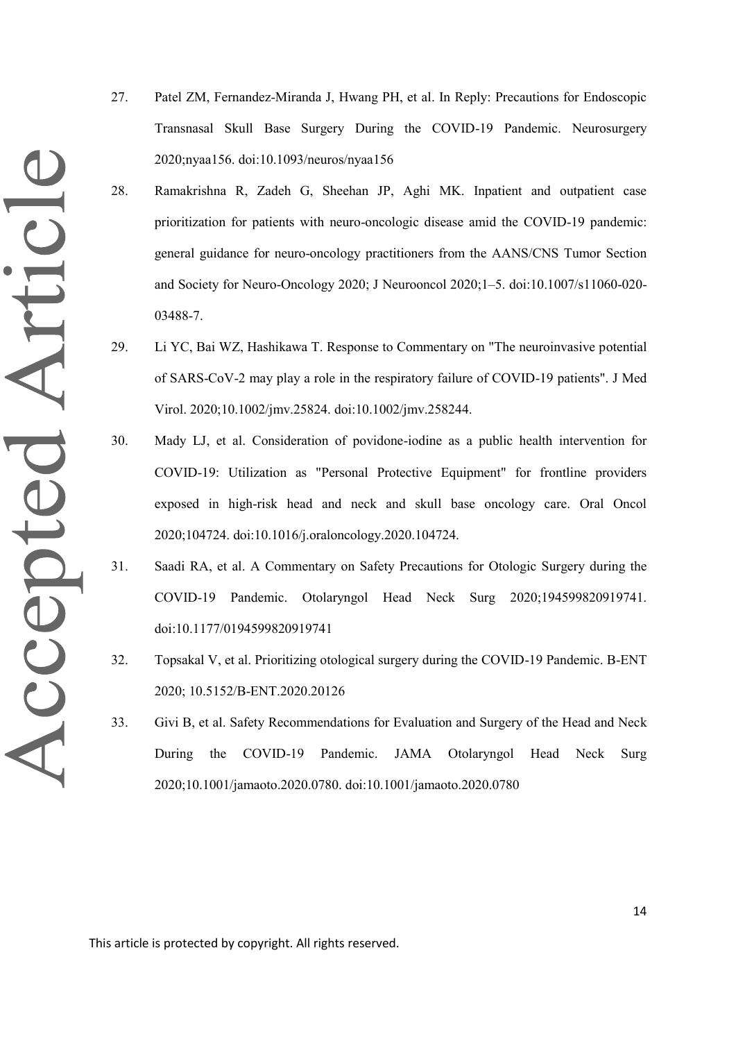27. Patel ZM, Fernandez-Miranda J, Hwang PH, et al. In Reply: Precautions for Endoscopic Transnasal Skull Base Surgery During the COVID-19 Pandemic. Neurosurgery 2020;nyaa156. doi:10.1093/neuros/nyaa156

28. Ramakrishna R, Zadeh G, Sheehan JP, Aghi MK. Inpatient and outpatient case prioritization for patients with neuro-oncologic disease amid the COVID-19 pandemic: general guidance for neuro-oncology practitioners from the AANS/CNS Tumor Section and Society for Neuro-Oncology 2020; J Neurooncol 2020;1–5. doi:10.1007/s11060-020-03488-7.

29. Li YC, Bai WZ, Hashikawa T. Response to Commentary on "The neuroinvasive potential of SARS-CoV-2 may play a role in the respiratory failure of COVID-19 patients". J Med Virol. 2020;10.1002/jmv.25824. doi:10.1002/jmv.258244.

30. Mady LJ, et al. Consideration of povidone-iodine as a public health intervention for COVID-19: Utilization as "Personal Protective Equipment" for frontline providers exposed in high-risk head and neck and skull base oncology care. Oral Oncol 2020;104724. doi:10.1016/j.oraloncology.2020.104724.

31. Saadi RA, et al. A Commentary on Safety Precautions for Otologic Surgery during the COVID-19 Pandemic. Otolaryngol Head Neck Surg 2020;194599820919741. doi:10.1177/0194599820919741

32. Topsakal V, et al. Prioritizing otological surgery during the COVID-19 Pandemic. B-ENT 2020; 10.5152/B-ENT.2020.20126

33. Givi B, et al. Safety Recommendations for Evaluation and Surgery of the Head and Neck During the COVID-19 Pandemic. JAMA Otolaryngol Head Neck Surg 2020;10.1001/jamaoto.2020.0780. doi:10.1001/jamaoto.2020.0780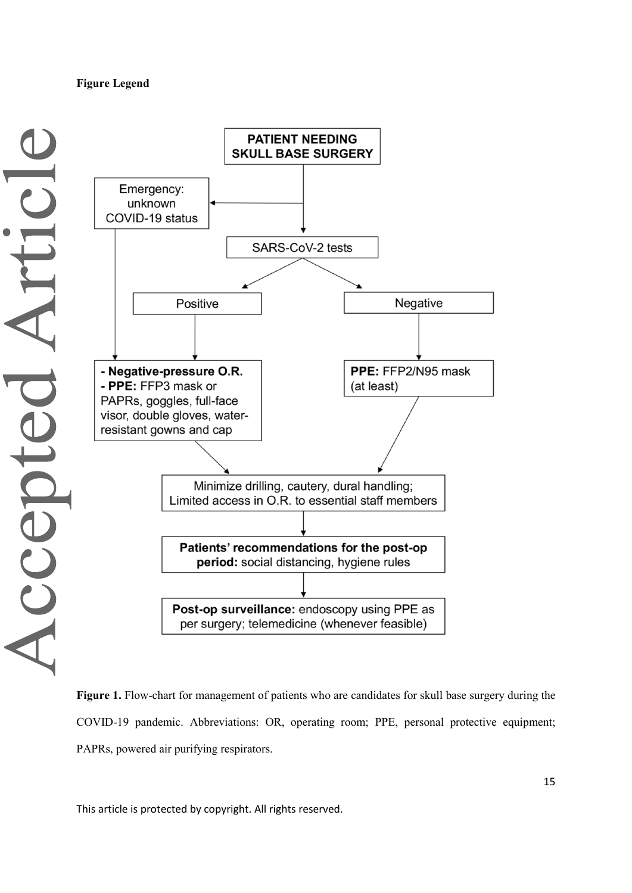**Figure Legend**

PATIENT NEEDING SKULL BASE SURGERY

Emergency: unknown COVID-19 status

SARS-CoV-2 tests

Positive

Negative

**- Negative-pressure O.R.**
**- PPE:** FFP3 mask or PAPRs, goggles, full-face visor, double gloves, water-resistant gowns and cap

**PPE:** FFP2/N95 mask (at least)

Minimize drilling, cautery, dural handling;
Limited access in O.R. to essential staff members

**Patients' recommendations for the post-op period:** social distancing, hygiene rules

**Post-op surveillance:** endoscopy using PPE as per surgery; telemedicine (whenever feasible)

**Figure 1.** Flow-chart for management of patients who are candidates for skull base surgery during the COVID-19 pandemic. Abbreviations: OR, operating room; PPE, personal protective equipment; PAPRs, powered air purifying respirators.